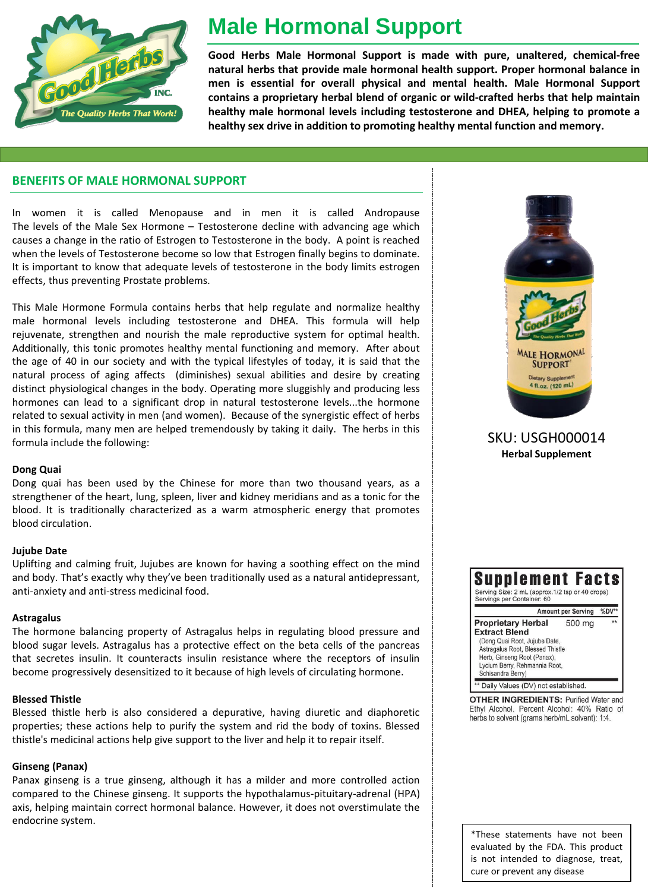# Male Hormonal Support

**Good Herbs Male Hormonal Support is made with pure, unaltered, chemical-free natural herbs that provide male hormonal health support. Proper hormonal balance in men is essential for overall physical and mental health. Male Hormonal Support contains a proprietary herbal blend of organic or wild-crafted herbs that help maintain healthy male hormonal levels including testosterone and DHEA, helping to promote a healthy sex drive in addition to promoting healthy mental function and memory.**

## BENEFITS OF MALE HORMONAL SUPPORT

In women it is called Menopause and in men it is called Andropause The levels of the Male Sex Hormone – Testosterone decline with advancing age which causes a change in the ratio of Estrogen to Testosterone in the body. A point is reached when the levels of Testosterone become so low that Estrogen finally begins to dominate. It is important to know that adequate levels of testosterone in the body limits estrogen effects, thus preventing Prostate problems.

This Male Hormone Formula contains herbs that help regulate and normalize healthy male hormonal levels including testosterone and DHEA. This formula will help rejuvenate, strengthen and nourish the male reproductive system for optimal health. Additionally, this tonic promotes healthy mental functioning and memory. After about the age of 40 in our society and with the typical lifestyles of today, it is said that the natural process of aging affects (diminishes) sexual abilities and desire by creating distinct physiological changes in the body. Operating more sluggishly and producing less hormones can lead to a significant drop in natural testosterone levels...the hormone related to sexual activity in men (and women). Because of the synergistic effect of herbs in this formula, many men are helped tremendously by taking it daily. The herbs in this formula include the following:

**Dong Quai**
Dong quai has been used by the Chinese for more than two thousand years, as a strengthener of the heart, lung, spleen, liver and kidney meridians and as a tonic for the blood. It is traditionally characterized as a warm atmospheric energy that promotes blood circulation.

**Jujube Date**
Uplifting and calming fruit, Jujubes are known for having a soothing effect on the mind and body. That's exactly why they've been traditionally used as a natural antidepressant, anti-anxiety and anti-stress medicinal food.

**Astragalus**
The hormone balancing property of Astragalus helps in regulating blood pressure and blood sugar levels. Astragalus has a protective effect on the beta cells of the pancreas that secretes insulin. It counteracts insulin resistance where the receptors of insulin become progressively desensitized to it because of high levels of circulating hormone.

**Blessed Thistle**
Blessed thistle herb is also considered a depurative, having diuretic and diaphoretic properties; these actions help to purify the system and rid the body of toxins. Blessed thistle's medicinal actions help give support to the liver and help it to repair itself.

**Ginseng (Panax)**
Panax ginseng is a true ginseng, although it has a milder and more controlled action compared to the Chinese ginseng. It supports the hypothalamus-pituitary-adrenal (HPA) axis, helping maintain correct hormonal balance. However, it does not overstimulate the endocrine system.

SKU: USGH000014
**Herbal Supplement**

## Supplement Facts

Serving Size: 2 mL (approx.1/2 tsp or 40 drops)
Servings per Container: 60

| | Amount per Serving | %DV** |
|---|---|---|
| **Proprietary Herbal Extract Blend** (Dong Quai Root, Jujube Date, Astragalus Root, Blessed Thistle Herb, Ginseng Root (Panax), Lycium Berry, Rehmannia Root, Schisandra Berry) | 500 mg | ** |

** Daily Values (DV) not established.

**OTHER INGREDIENTS:** Purified Water and Ethyl Alcohol. Percent Alcohol: 40% Ratio of herbs to solvent (grams herb/mL solvent): 1:4.

*These statements have not been evaluated by the FDA. This product is not intended to diagnose, treat, cure or prevent any disease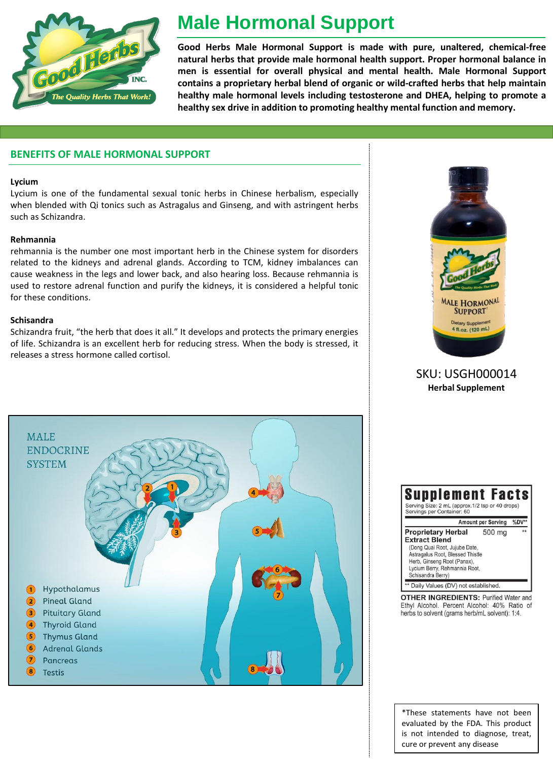# Male Hormonal Support

**Good Herbs Male Hormonal Support is made with pure, unaltered, chemical-free natural herbs that provide male hormonal health support. Proper hormonal balance in men is essential for overall physical and mental health. Male Hormonal Support contains a proprietary herbal blend of organic or wild-crafted herbs that help maintain healthy male hormonal levels including testosterone and DHEA, helping to promote a healthy sex drive in addition to promoting healthy mental function and memory.**

## BENEFITS OF MALE HORMONAL SUPPORT

**Lycium**
Lycium is one of the fundamental sexual tonic herbs in Chinese herbalism, especially when blended with Qi tonics such as Astragalus and Ginseng, and with astringent herbs such as Schizandra.

**Rehmannia**
rehmannia is the number one most important herb in the Chinese system for disorders related to the kidneys and adrenal glands. According to TCM, kidney imbalances can cause weakness in the legs and lower back, and also hearing loss. Because rehmannia is used to restore adrenal function and purify the kidneys, it is considered a helpful tonic for these conditions.

**Schisandra**
Schizandra fruit, “the herb that does it all.” It develops and protects the primary energies of life. Schizandra is an excellent herb for reducing stress. When the body is stressed, it releases a stress hormone called cortisol.

MALE ENDOCRINE SYSTEM

1. Hypothalamus
2. Pineal Gland
3. Pituitary Gland
4. Thyroid Gland
5. Thymus Gland
6. Adrenal Glands
7. Pancreas
8. Testis

SKU: USGH000014
**Herbal Supplement**

## Supplement Facts

Serving Size: 2 mL (approx.1/2 tsp or 40 drops)
Servings per Container: 60

| | Amount per Serving | %DV** |
|---|---|---|
| **Proprietary Herbal Extract Blend** (Dong Quai Root, Jujube Date, Astragalus Root, Blessed Thistle Herb, Ginseng Root (Panax), Lycium Berry, Rehmannia Root, Schisandra Berry) | 500 mg | ** |

** Daily Values (DV) not established.

**OTHER INGREDIENTS:** Purified Water and Ethyl Alcohol. Percent Alcohol: 40% Ratio of herbs to solvent (grams herb/mL solvent): 1:4.

*These statements have not been evaluated by the FDA. This product is not intended to diagnose, treat, cure or prevent any disease